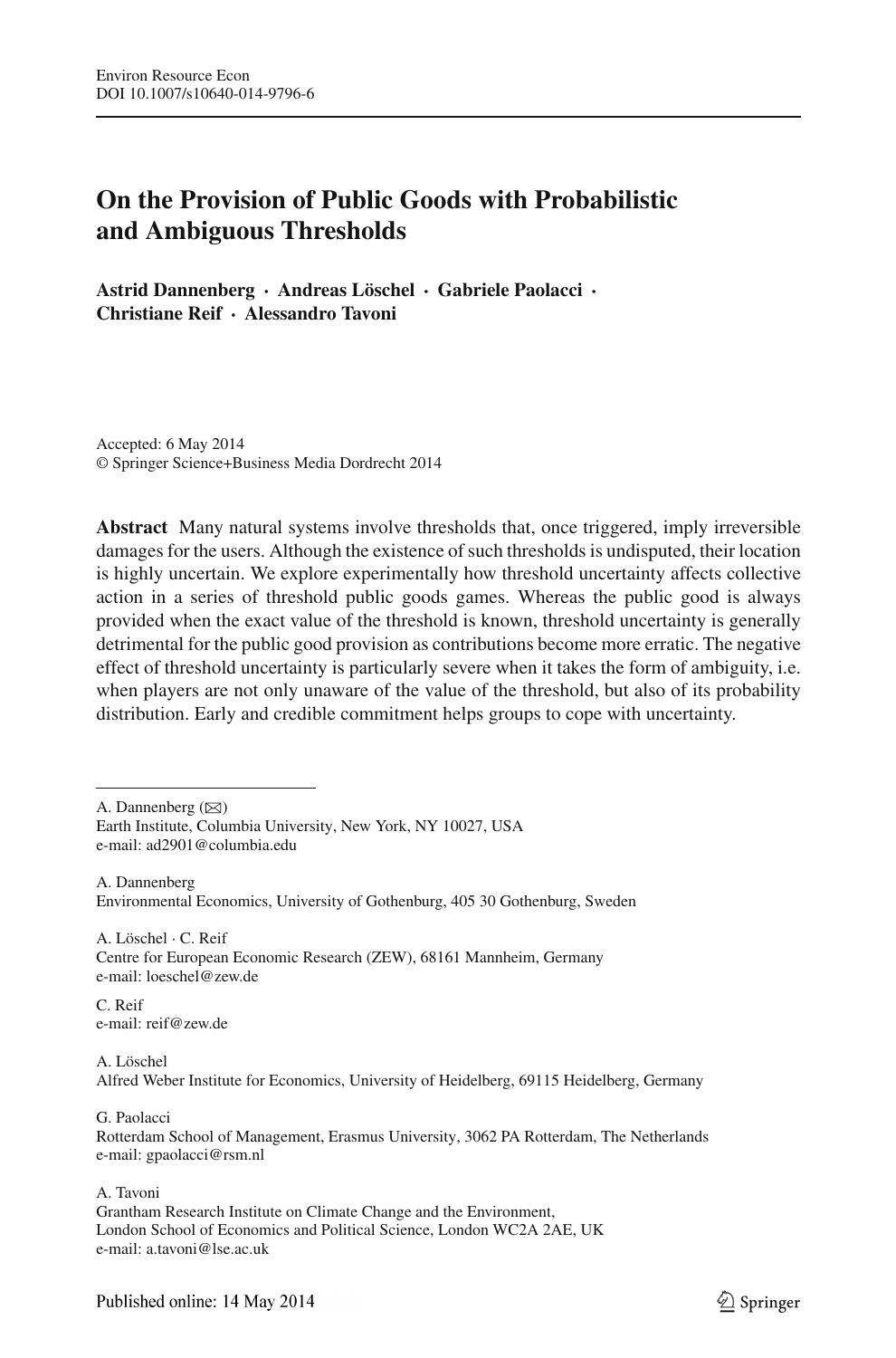# On the Provision of Public Goods with Probabilistic and Ambiguous Thresholds

**Astrid Dannenberg · Andreas Löschel · Gabriele Paolacci · Christiane Reif · Alessandro Tavoni**

Accepted: 6 May 2014
© Springer Science+Business Media Dordrecht 2014

**Abstract** Many natural systems involve thresholds that, once triggered, imply irreversible damages for the users. Although the existence of such thresholds is undisputed, their location is highly uncertain. We explore experimentally how threshold uncertainty affects collective action in a series of threshold public goods games. Whereas the public good is always provided when the exact value of the threshold is known, threshold uncertainty is generally detrimental for the public good provision as contributions become more erratic. The negative effect of threshold uncertainty is particularly severe when it takes the form of ambiguity, i.e. when players are not only unaware of the value of the threshold, but also of its probability distribution. Early and credible commitment helps groups to cope with uncertainty.

---

A. Dannenberg (✉)
Earth Institute, Columbia University, New York, NY 10027, USA
e-mail: ad2901@columbia.edu

A. Dannenberg
Environmental Economics, University of Gothenburg, 405 30 Gothenburg, Sweden

A. Löschel · C. Reif
Centre for European Economic Research (ZEW), 68161 Mannheim, Germany
e-mail: loeschel@zew.de

C. Reif
e-mail: reif@zew.de

A. Löschel
Alfred Weber Institute for Economics, University of Heidelberg, 69115 Heidelberg, Germany

G. Paolacci
Rotterdam School of Management, Erasmus University, 3062 PA Rotterdam, The Netherlands
e-mail: gpaolacci@rsm.nl

A. Tavoni
Grantham Research Institute on Climate Change and the Environment,
London School of Economics and Political Science, London WC2A 2AE, UK
e-mail: a.tavoni@lse.ac.uk

Published online: 14 May 2014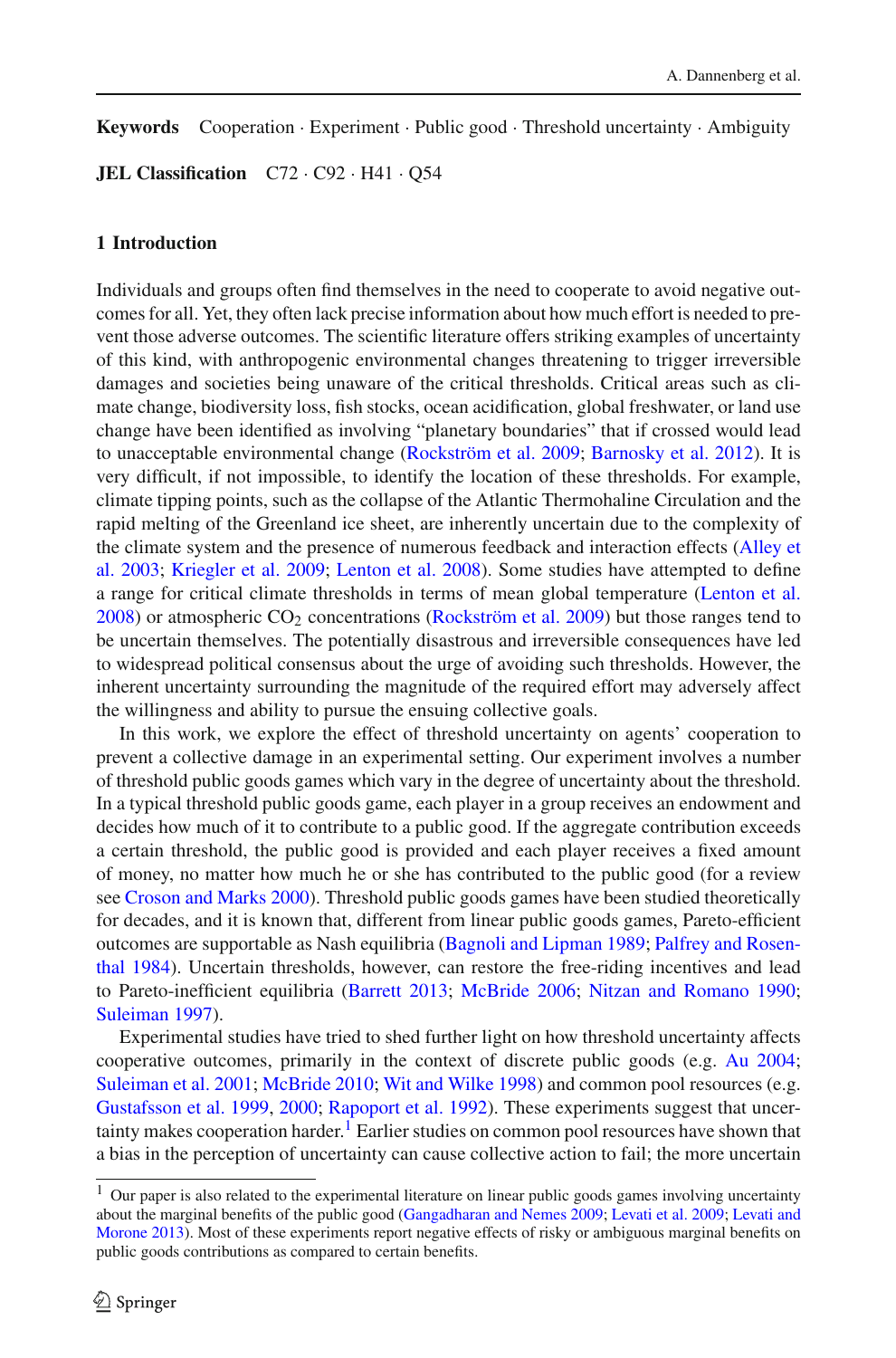**Keywords** Cooperation · Experiment · Public good · Threshold uncertainty · Ambiguity

**JEL Classification** C72 · C92 · H41 · Q54

## 1 Introduction

Individuals and groups often find themselves in the need to cooperate to avoid negative outcomes for all. Yet, they often lack precise information about how much effort is needed to prevent those adverse outcomes. The scientific literature offers striking examples of uncertainty of this kind, with anthropogenic environmental changes threatening to trigger irreversible damages and societies being unaware of the critical thresholds. Critical areas such as climate change, biodiversity loss, fish stocks, ocean acidification, global freshwater, or land use change have been identified as involving "planetary boundaries" that if crossed would lead to unacceptable environmental change (Rockström et al. 2009; Barnosky et al. 2012). It is very difficult, if not impossible, to identify the location of these thresholds. For example, climate tipping points, such as the collapse of the Atlantic Thermohaline Circulation and the rapid melting of the Greenland ice sheet, are inherently uncertain due to the complexity of the climate system and the presence of numerous feedback and interaction effects (Alley et al. 2003; Kriegler et al. 2009; Lenton et al. 2008). Some studies have attempted to define a range for critical climate thresholds in terms of mean global temperature (Lenton et al. 2008) or atmospheric $CO_2$ concentrations (Rockström et al. 2009) but those ranges tend to be uncertain themselves. The potentially disastrous and irreversible consequences have led to widespread political consensus about the urge of avoiding such thresholds. However, the inherent uncertainty surrounding the magnitude of the required effort may adversely affect the willingness and ability to pursue the ensuing collective goals.

In this work, we explore the effect of threshold uncertainty on agents' cooperation to prevent a collective damage in an experimental setting. Our experiment involves a number of threshold public goods games which vary in the degree of uncertainty about the threshold. In a typical threshold public goods game, each player in a group receives an endowment and decides how much of it to contribute to a public good. If the aggregate contribution exceeds a certain threshold, the public good is provided and each player receives a fixed amount of money, no matter how much he or she has contributed to the public good (for a review see Croson and Marks 2000). Threshold public goods games have been studied theoretically for decades, and it is known that, different from linear public goods games, Pareto-efficient outcomes are supportable as Nash equilibria (Bagnoli and Lipman 1989; Palfrey and Rosenthal 1984). Uncertain thresholds, however, can restore the free-riding incentives and lead to Pareto-inefficient equilibria (Barrett 2013; McBride 2006; Nitzan and Romano 1990; Suleiman 1997).

Experimental studies have tried to shed further light on how threshold uncertainty affects cooperative outcomes, primarily in the context of discrete public goods (e.g. Au 2004; Suleiman et al. 2001; McBride 2010; Wit and Wilke 1998) and common pool resources (e.g. Gustafsson et al. 1999, 2000; Rapoport et al. 1992). These experiments suggest that uncertainty makes cooperation harder.[1] Earlier studies on common pool resources have shown that a bias in the perception of uncertainty can cause collective action to fail; the more uncertain

[1] Our paper is also related to the experimental literature on linear public goods games involving uncertainty about the marginal benefits of the public good (Gangadharan and Nemes 2009; Levati et al. 2009; Levati and Morone 2013). Most of these experiments report negative effects of risky or ambiguous marginal benefits on public goods contributions as compared to certain benefits.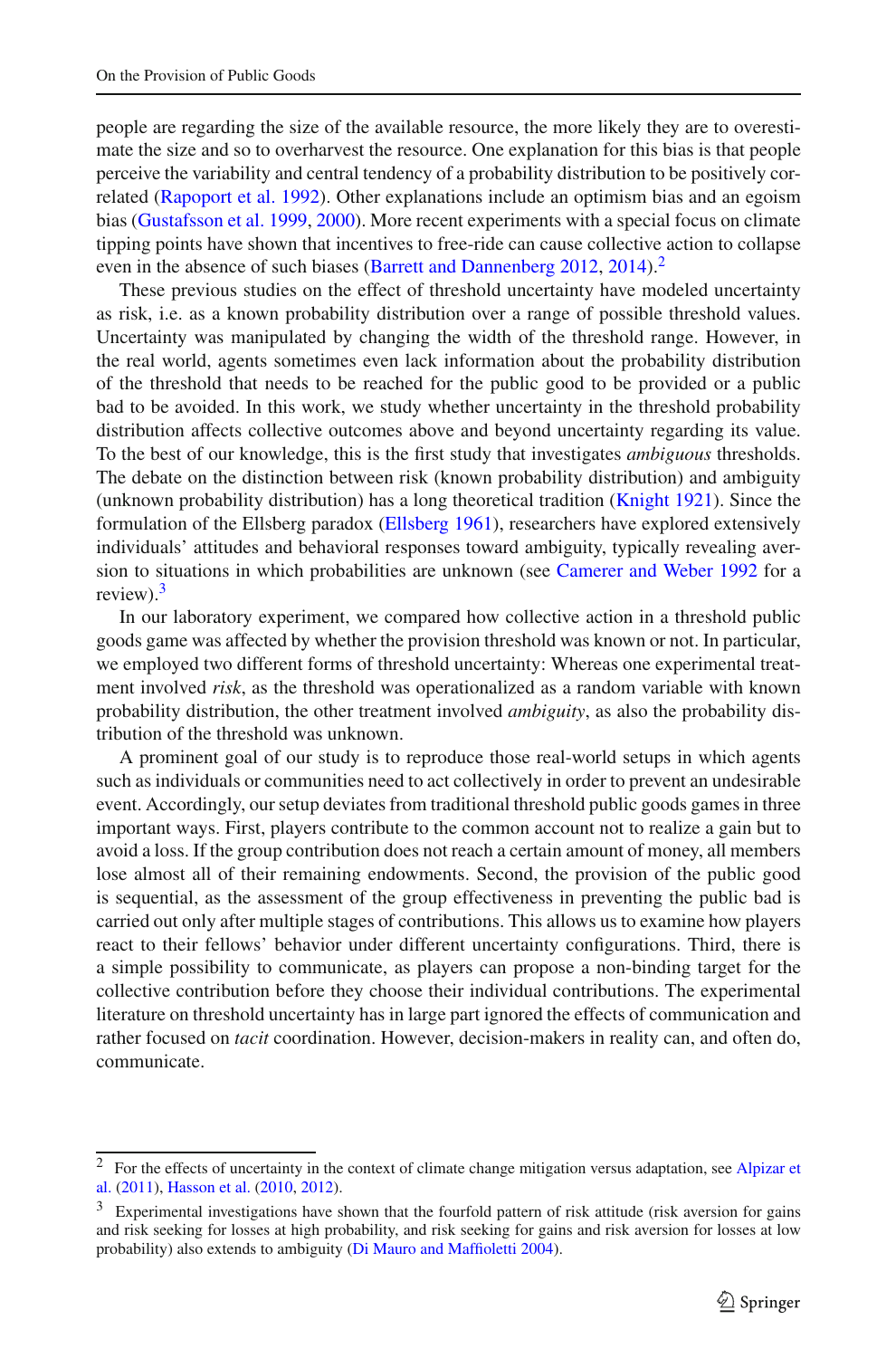people are regarding the size of the available resource, the more likely they are to overestimate the size and so to overharvest the resource. One explanation for this bias is that people perceive the variability and central tendency of a probability distribution to be positively correlated (Rapoport et al. 1992). Other explanations include an optimism bias and an egoism bias (Gustafsson et al. 1999, 2000). More recent experiments with a special focus on climate tipping points have shown that incentives to free-ride can cause collective action to collapse even in the absence of such biases (Barrett and Dannenberg 2012, 2014).[2]

These previous studies on the effect of threshold uncertainty have modeled uncertainty as risk, i.e. as a known probability distribution over a range of possible threshold values. Uncertainty was manipulated by changing the width of the threshold range. However, in the real world, agents sometimes even lack information about the probability distribution of the threshold that needs to be reached for the public good to be provided or a public bad to be avoided. In this work, we study whether uncertainty in the threshold probability distribution affects collective outcomes above and beyond uncertainty regarding its value. To the best of our knowledge, this is the first study that investigates *ambiguous* thresholds. The debate on the distinction between risk (known probability distribution) and ambiguity (unknown probability distribution) has a long theoretical tradition (Knight 1921). Since the formulation of the Ellsberg paradox (Ellsberg 1961), researchers have explored extensively individuals' attitudes and behavioral responses toward ambiguity, typically revealing aversion to situations in which probabilities are unknown (see Camerer and Weber 1992 for a review).[3]

In our laboratory experiment, we compared how collective action in a threshold public goods game was affected by whether the provision threshold was known or not. In particular, we employed two different forms of threshold uncertainty: Whereas one experimental treatment involved *risk*, as the threshold was operationalized as a random variable with known probability distribution, the other treatment involved *ambiguity*, as also the probability distribution of the threshold was unknown.

A prominent goal of our study is to reproduce those real-world setups in which agents such as individuals or communities need to act collectively in order to prevent an undesirable event. Accordingly, our setup deviates from traditional threshold public goods games in three important ways. First, players contribute to the common account not to realize a gain but to avoid a loss. If the group contribution does not reach a certain amount of money, all members lose almost all of their remaining endowments. Second, the provision of the public good is sequential, as the assessment of the group effectiveness in preventing the public bad is carried out only after multiple stages of contributions. This allows us to examine how players react to their fellows' behavior under different uncertainty configurations. Third, there is a simple possibility to communicate, as players can propose a non-binding target for the collective contribution before they choose their individual contributions. The experimental literature on threshold uncertainty has in large part ignored the effects of communication and rather focused on *tacit* coordination. However, decision-makers in reality can, and often do, communicate.

---

[2] For the effects of uncertainty in the context of climate change mitigation versus adaptation, see Alpizar et al. (2011), Hasson et al. (2010, 2012).

[3] Experimental investigations have shown that the fourfold pattern of risk attitude (risk aversion for gains and risk seeking for losses at high probability, and risk seeking for gains and risk aversion for losses at low probability) also extends to ambiguity (Di Mauro and Maffioletti 2004).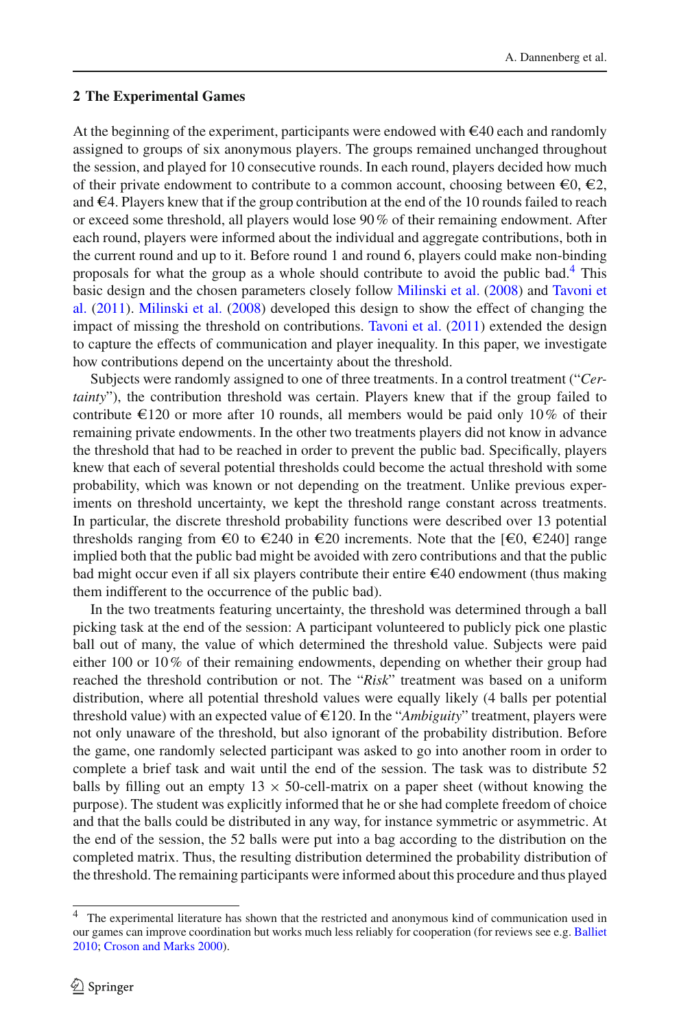## 2 The Experimental Games

At the beginning of the experiment, participants were endowed with €40 each and randomly assigned to groups of six anonymous players. The groups remained unchanged throughout the session, and played for 10 consecutive rounds. In each round, players decided how much of their private endowment to contribute to a common account, choosing between €0, €2, and €4. Players knew that if the group contribution at the end of the 10 rounds failed to reach or exceed some threshold, all players would lose 90 % of their remaining endowment. After each round, players were informed about the individual and aggregate contributions, both in the current round and up to it. Before round 1 and round 6, players could make non-binding proposals for what the group as a whole should contribute to avoid the public bad.[4] This basic design and the chosen parameters closely follow Milinski et al. (2008) and Tavoni et al. (2011). Milinski et al. (2008) developed this design to show the effect of changing the impact of missing the threshold on contributions. Tavoni et al. (2011) extended the design to capture the effects of communication and player inequality. In this paper, we investigate how contributions depend on the uncertainty about the threshold.

Subjects were randomly assigned to one of three treatments. In a control treatment ("*Certainty*"), the contribution threshold was certain. Players knew that if the group failed to contribute €120 or more after 10 rounds, all members would be paid only 10 % of their remaining private endowments. In the other two treatments players did not know in advance the threshold that had to be reached in order to prevent the public bad. Specifically, players knew that each of several potential thresholds could become the actual threshold with some probability, which was known or not depending on the treatment. Unlike previous experiments on threshold uncertainty, we kept the threshold range constant across treatments. In particular, the discrete threshold probability functions were described over 13 potential thresholds ranging from €0 to €240 in €20 increments. Note that the [€0, €240] range implied both that the public bad might be avoided with zero contributions and that the public bad might occur even if all six players contribute their entire €40 endowment (thus making them indifferent to the occurrence of the public bad).

In the two treatments featuring uncertainty, the threshold was determined through a ball picking task at the end of the session: A participant volunteered to publicly pick one plastic ball out of many, the value of which determined the threshold value. Subjects were paid either 100 or 10 % of their remaining endowments, depending on whether their group had reached the threshold contribution or not. The "*Risk*" treatment was based on a uniform distribution, where all potential threshold values were equally likely (4 balls per potential threshold value) with an expected value of €120. In the "*Ambiguity*" treatment, players were not only unaware of the threshold, but also ignorant of the probability distribution. Before the game, one randomly selected participant was asked to go into another room in order to complete a brief task and wait until the end of the session. The task was to distribute 52 balls by filling out an empty 13 × 50-cell-matrix on a paper sheet (without knowing the purpose). The student was explicitly informed that he or she had complete freedom of choice and that the balls could be distributed in any way, for instance symmetric or asymmetric. At the end of the session, the 52 balls were put into a bag according to the distribution on the completed matrix. Thus, the resulting distribution determined the probability distribution of the threshold. The remaining participants were informed about this procedure and thus played

[4] The experimental literature has shown that the restricted and anonymous kind of communication used in our games can improve coordination but works much less reliably for cooperation (for reviews see e.g. Balliet 2010; Croson and Marks 2000).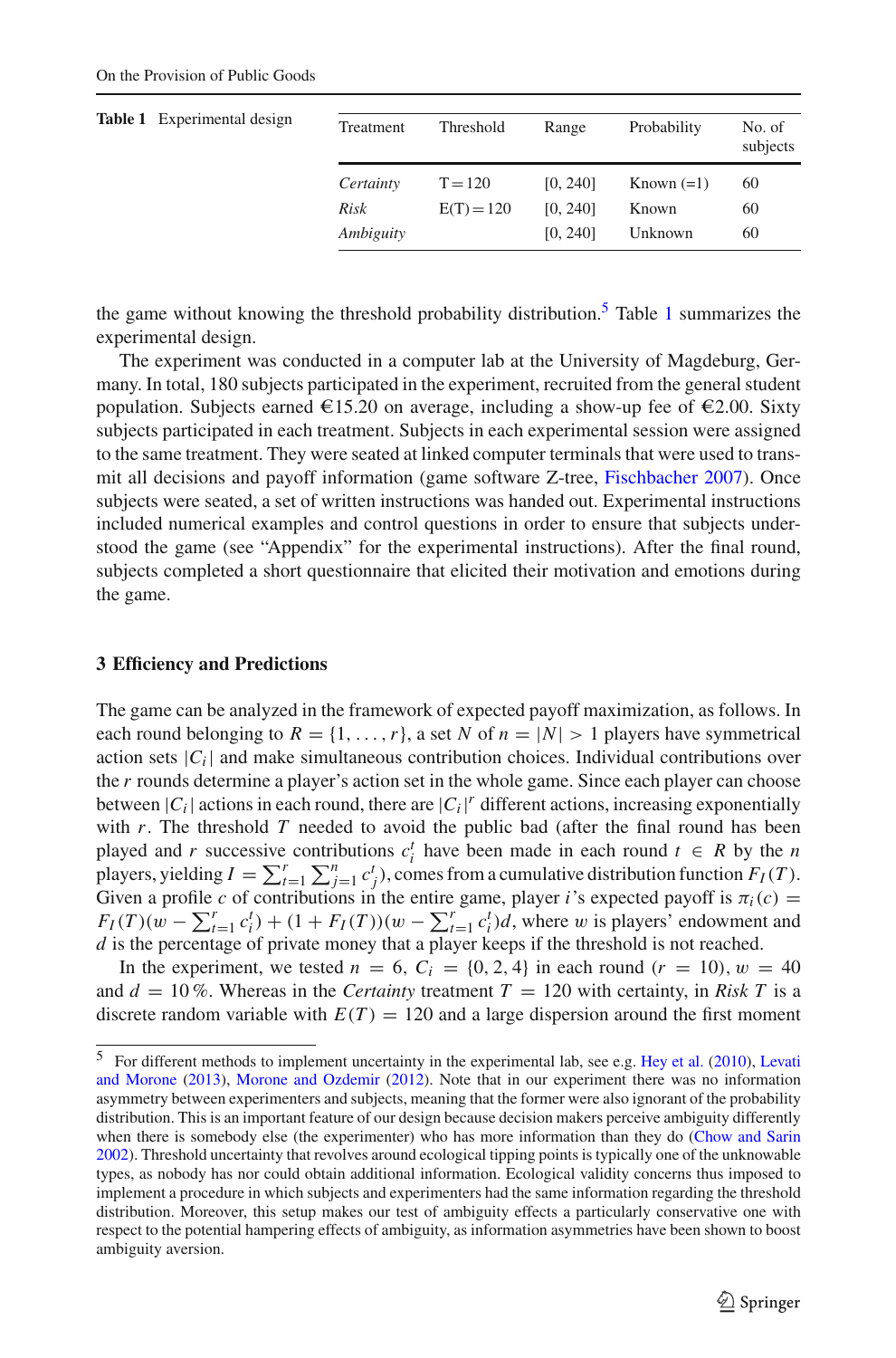**Table 1** Experimental design

| Treatment | Threshold | Range | Probability | No. of subjects |
|---|---|---|---|---|
| *Certainty* | T = 120 | [0, 240] | Known (=1) | 60 |
| *Risk* | E(T) = 120 | [0, 240] | Known | 60 |
| *Ambiguity* | | [0, 240] | Unknown | 60 |

the game without knowing the threshold probability distribution.[5] Table 1 summarizes the experimental design.

The experiment was conducted in a computer lab at the University of Magdeburg, Germany. In total, 180 subjects participated in the experiment, recruited from the general student population. Subjects earned €15.20 on average, including a show-up fee of €2.00. Sixty subjects participated in each treatment. Subjects in each experimental session were assigned to the same treatment. They were seated at linked computer terminals that were used to transmit all decisions and payoff information (game software Z-tree, Fischbacher 2007). Once subjects were seated, a set of written instructions was handed out. Experimental instructions included numerical examples and control questions in order to ensure that subjects understood the game (see "Appendix" for the experimental instructions). After the final round, subjects completed a short questionnaire that elicited their motivation and emotions during the game.

## 3 Efficiency and Predictions

The game can be analyzed in the framework of expected payoff maximization, as follows. In each round belonging to $R = \{1, \ldots, r\}$, a set $N$ of $n = |N| > 1$ players have symmetrical action sets $|C_i|$ and make simultaneous contribution choices. Individual contributions over the $r$ rounds determine a player's action set in the whole game. Since each player can choose between $|C_i|$ actions in each round, there are $|C_i|^r$ different actions, increasing exponentially with $r$. The threshold $T$ needed to avoid the public bad (after the final round has been played and $r$ successive contributions $c_i^t$ have been made in each round $t \in R$ by the $n$ players, yielding $I = \sum_{t=1}^{r} \sum_{j=1}^{n} c_j^t$), comes from a cumulative distribution function $F_I(T)$. Given a profile $c$ of contributions in the entire game, player $i$'s expected payoff is $\pi_i(c) = F_I(T)(w - \sum_{t=1}^{r} c_i^t) + (1 + F_I(T))(w - \sum_{t=1}^{r} c_i^t)d$, where $w$ is players' endowment and $d$ is the percentage of private money that a player keeps if the threshold is not reached.

In the experiment, we tested $n = 6$, $C_i = \{0, 2, 4\}$ in each round ($r = 10$), $w = 40$ and $d = 10\,\%$. Whereas in the *Certainty* treatment $T = 120$ with certainty, in *Risk* $T$ is a discrete random variable with $E(T) = 120$ and a large dispersion around the first moment

[5] For different methods to implement uncertainty in the experimental lab, see e.g. Hey et al. (2010), Levati and Morone (2013), Morone and Ozdemir (2012). Note that in our experiment there was no information asymmetry between experimenters and subjects, meaning that the former were also ignorant of the probability distribution. This is an important feature of our design because decision makers perceive ambiguity differently when there is somebody else (the experimenter) who has more information than they do (Chow and Sarin 2002). Threshold uncertainty that revolves around ecological tipping points is typically one of the unknowable types, as nobody has nor could obtain additional information. Ecological validity concerns thus imposed to implement a procedure in which subjects and experimenters had the same information regarding the threshold distribution. Moreover, this setup makes our test of ambiguity effects a particularly conservative one with respect to the potential hampering effects of ambiguity, as information asymmetries have been shown to boost ambiguity aversion.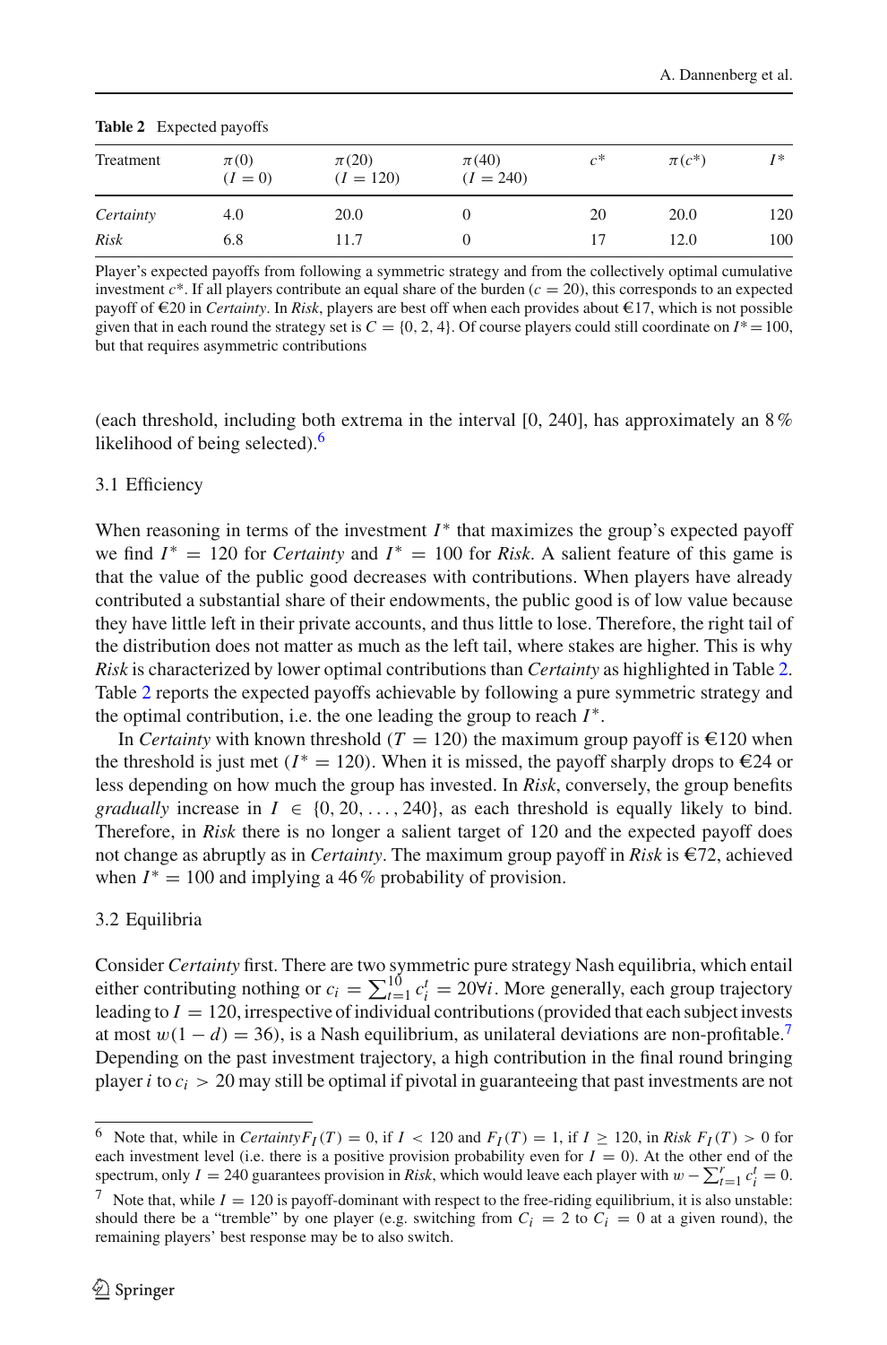**Table 2** Expected payoffs

| Treatment | $\pi(0)$ ($I = 0$) | $\pi(20)$ ($I = 120$) | $\pi(40)$ ($I = 240$) | $c^*$ | $\pi(c^*)$ | $I^*$ |
|---|---|---|---|---|---|---|
| *Certainty* | 4.0 | 20.0 | 0 | 20 | 20.0 | 120 |
| *Risk* | 6.8 | 11.7 | 0 | 17 | 12.0 | 100 |

Player's expected payoffs from following a symmetric strategy and from the collectively optimal cumulative investment $c^*$. If all players contribute an equal share of the burden ($c = 20$), this corresponds to an expected payoff of €20 in *Certainty*. In *Risk*, players are best off when each provides about €17, which is not possible given that in each round the strategy set is $C = \{0, 2, 4\}$. Of course players could still coordinate on $I^* = 100$, but that requires asymmetric contributions

(each threshold, including both extrema in the interval [0, 240], has approximately an 8 % likelihood of being selected).[6]

### 3.1 Efficiency

When reasoning in terms of the investment $I^*$ that maximizes the group's expected payoff we find $I^* = 120$ for *Certainty* and $I^* = 100$ for *Risk*. A salient feature of this game is that the value of the public good decreases with contributions. When players have already contributed a substantial share of their endowments, the public good is of low value because they have little left in their private accounts, and thus little to lose. Therefore, the right tail of the distribution does not matter as much as the left tail, where stakes are higher. This is why *Risk* is characterized by lower optimal contributions than *Certainty* as highlighted in Table 2. Table 2 reports the expected payoffs achievable by following a pure symmetric strategy and the optimal contribution, i.e. the one leading the group to reach $I^*$.

In *Certainty* with known threshold ($T = 120$) the maximum group payoff is €120 when the threshold is just met ($I^* = 120$). When it is missed, the payoff sharply drops to €24 or less depending on how much the group has invested. In *Risk*, conversely, the group benefits *gradually* increase in $I \in \{0, 20, \ldots, 240\}$, as each threshold is equally likely to bind. Therefore, in *Risk* there is no longer a salient target of 120 and the expected payoff does not change as abruptly as in *Certainty*. The maximum group payoff in *Risk* is €72, achieved when $I^* = 100$ and implying a 46 % probability of provision.

### 3.2 Equilibria

Consider *Certainty* first. There are two symmetric pure strategy Nash equilibria, which entail either contributing nothing or $c_i = \sum_{t=1}^{10} c_i^t = 20 \forall i$. More generally, each group trajectory leading to $I = 120$, irrespective of individual contributions (provided that each subject invests at most $w(1 - d) = 36$), is a Nash equilibrium, as unilateral deviations are non-profitable.[7] Depending on the past investment trajectory, a high contribution in the final round bringing player $i$ to $c_i > 20$ may still be optimal if pivotal in guaranteeing that past investments are not

---

[6] Note that, while in *Certainty* $F_I(T) = 0$, if $I < 120$ and $F_I(T) = 1$, if $I \geq 120$, in *Risk* $F_I(T) > 0$ for each investment level (i.e. there is a positive provision probability even for $I = 0$). At the other end of the spectrum, only $I = 240$ guarantees provision in *Risk*, which would leave each player with $w - \sum_{t=1}^{r} c_i^t = 0$.

[7] Note that, while $I = 120$ is payoff-dominant with respect to the free-riding equilibrium, it is also unstable: should there be a "tremble" by one player (e.g. switching from $C_i = 2$ to $C_i = 0$ at a given round), the remaining players' best response may be to also switch.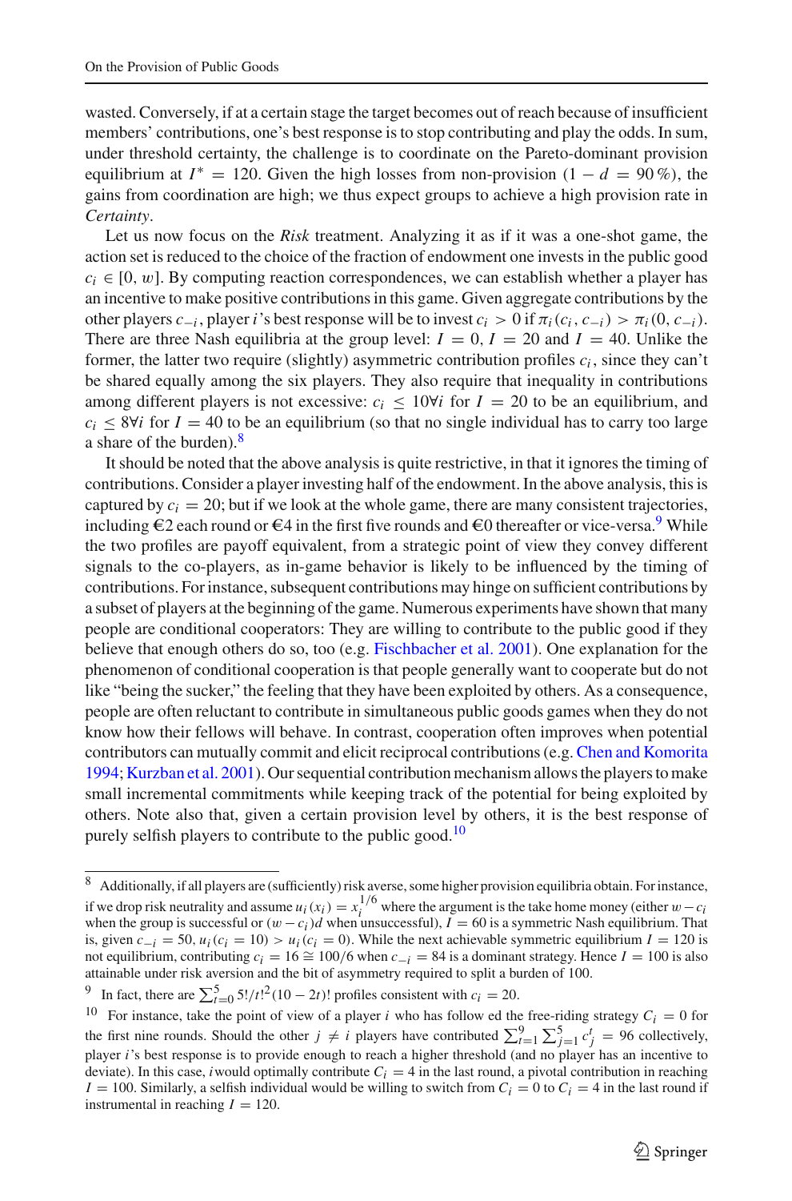wasted. Conversely, if at a certain stage the target becomes out of reach because of insufficient members' contributions, one's best response is to stop contributing and play the odds. In sum, under threshold certainty, the challenge is to coordinate on the Pareto-dominant provision equilibrium at $I^* = 120$. Given the high losses from non-provision $(1 - d = 90\,\%)$, the gains from coordination are high; we thus expect groups to achieve a high provision rate in *Certainty*.

Let us now focus on the *Risk* treatment. Analyzing it as if it was a one-shot game, the action set is reduced to the choice of the fraction of endowment one invests in the public good $c_i \in [0, w]$. By computing reaction correspondences, we can establish whether a player has an incentive to make positive contributions in this game. Given aggregate contributions by the other players $c_{-i}$, player $i$'s best response will be to invest $c_i > 0$ if $\pi_i(c_i, c_{-i}) > \pi_i(0, c_{-i})$. There are three Nash equilibria at the group level: $I = 0$, $I = 20$ and $I = 40$. Unlike the former, the latter two require (slightly) asymmetric contribution profiles $c_i$, since they can't be shared equally among the six players. They also require that inequality in contributions among different players is not excessive: $c_i \leq 10 \forall i$ for $I = 20$ to be an equilibrium, and $c_i \leq 8 \forall i$ for $I = 40$ to be an equilibrium (so that no single individual has to carry too large a share of the burden).[8]

It should be noted that the above analysis is quite restrictive, in that it ignores the timing of contributions. Consider a player investing half of the endowment. In the above analysis, this is captured by $c_i = 20$; but if we look at the whole game, there are many consistent trajectories, including €2 each round or €4 in the first five rounds and €0 thereafter or vice-versa.[9] While the two profiles are payoff equivalent, from a strategic point of view they convey different signals to the co-players, as in-game behavior is likely to be influenced by the timing of contributions. For instance, subsequent contributions may hinge on sufficient contributions by a subset of players at the beginning of the game. Numerous experiments have shown that many people are conditional cooperators: They are willing to contribute to the public good if they believe that enough others do so, too (e.g. Fischbacher et al. 2001). One explanation for the phenomenon of conditional cooperation is that people generally want to cooperate but do not like "being the sucker," the feeling that they have been exploited by others. As a consequence, people are often reluctant to contribute in simultaneous public goods games when they do not know how their fellows will behave. In contrast, cooperation often improves when potential contributors can mutually commit and elicit reciprocal contributions (e.g. Chen and Komorita 1994; Kurzban et al. 2001). Our sequential contribution mechanism allows the players to make small incremental commitments while keeping track of the potential for being exploited by others. Note also that, given a certain provision level by others, it is the best response of purely selfish players to contribute to the public good.[10]

---

[8] Additionally, if all players are (sufficiently) risk averse, some higher provision equilibria obtain. For instance, if we drop risk neutrality and assume $u_i(x_i) = x_i^{1/6}$ where the argument is the take home money (either $w - c_i$ when the group is successful or $(w - c_i)d$ when unsuccessful), $I = 60$ is a symmetric Nash equilibrium. That is, given $c_{-i} = 50$, $u_i(c_i = 10) > u_i(c_i = 0)$. While the next achievable symmetric equilibrium $I = 120$ is not equilibrium, contributing $c_i = 16 \cong 100/6$ when $c_{-i} = 84$ is a dominant strategy. Hence $I = 100$ is also attainable under risk aversion and the bit of asymmetry required to split a burden of 100.

[9] In fact, there are $\sum_{t=0}^{5} 5!/t!^2(10 - 2t)!$ profiles consistent with $c_i = 20$.

[10] For instance, take the point of view of a player $i$ who has follow ed the free-riding strategy $C_i = 0$ for the first nine rounds. Should the other $j \neq i$ players have contributed $\sum_{t=1}^{9} \sum_{j=1}^{5} c_j^t = 96$ collectively, player $i$'s best response is to provide enough to reach a higher threshold (and no player has an incentive to deviate). In this case, $i$ would optimally contribute $C_i = 4$ in the last round, a pivotal contribution in reaching $I = 100$. Similarly, a selfish individual would be willing to switch from $C_i = 0$ to $C_i = 4$ in the last round if instrumental in reaching $I = 120$.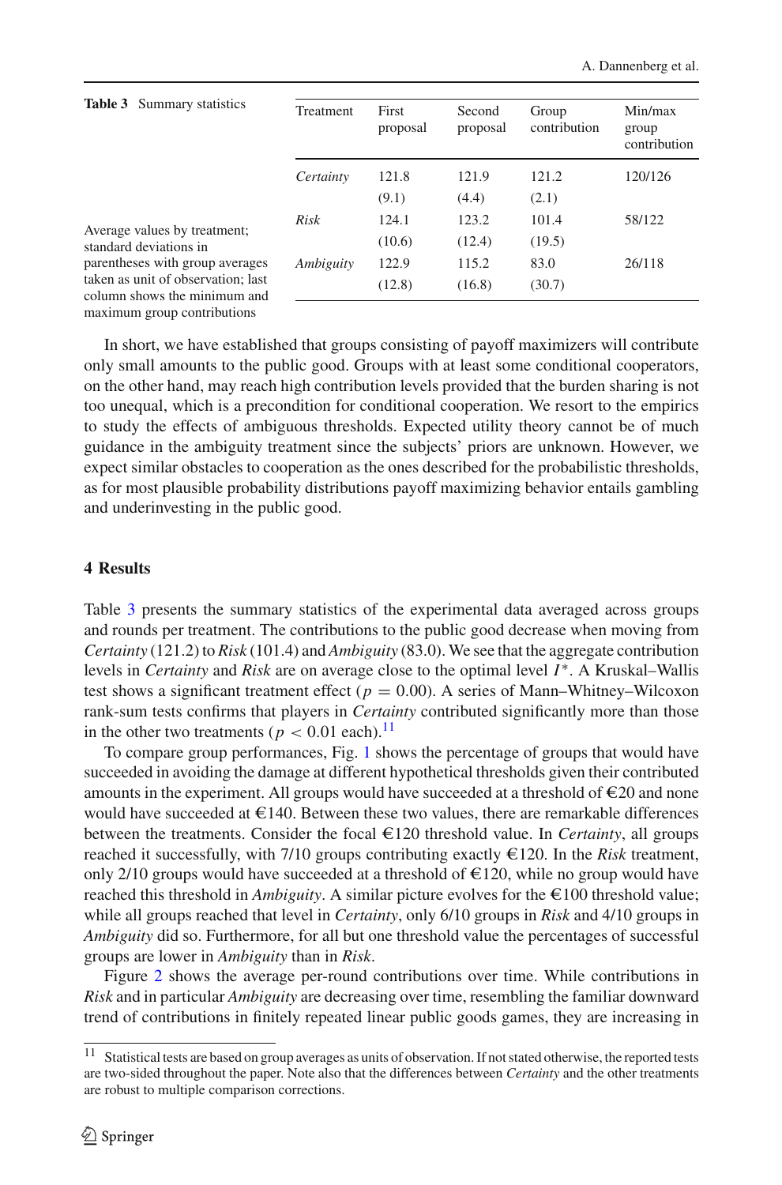**Table 3** Summary statistics

Average values by treatment; standard deviations in parentheses with group averages taken as unit of observation; last column shows the minimum and maximum group contributions

| Treatment | First proposal | Second proposal | Group contribution | Min/max group contribution |
|---|---|---|---|---|
| *Certainty* | 121.8 | 121.9 | 121.2 | 120/126 |
| | (9.1) | (4.4) | (2.1) | |
| *Risk* | 124.1 | 123.2 | 101.4 | 58/122 |
| | (10.6) | (12.4) | (19.5) | |
| *Ambiguity* | 122.9 | 115.2 | 83.0 | 26/118 |
| | (12.8) | (16.8) | (30.7) | |

In short, we have established that groups consisting of payoff maximizers will contribute only small amounts to the public good. Groups with at least some conditional cooperators, on the other hand, may reach high contribution levels provided that the burden sharing is not too unequal, which is a precondition for conditional cooperation. We resort to the empirics to study the effects of ambiguous thresholds. Expected utility theory cannot be of much guidance in the ambiguity treatment since the subjects' priors are unknown. However, we expect similar obstacles to cooperation as the ones described for the probabilistic thresholds, as for most plausible probability distributions payoff maximizing behavior entails gambling and underinvesting in the public good.

## 4 Results

Table 3 presents the summary statistics of the experimental data averaged across groups and rounds per treatment. The contributions to the public good decrease when moving from *Certainty* (121.2) to *Risk* (101.4) and *Ambiguity* (83.0). We see that the aggregate contribution levels in *Certainty* and *Risk* are on average close to the optimal level $I^*$. A Kruskal–Wallis test shows a significant treatment effect ($p = 0.00$). A series of Mann–Whitney–Wilcoxon rank-sum tests confirms that players in *Certainty* contributed significantly more than those in the other two treatments ($p < 0.01$ each).[11]

To compare group performances, Fig. 1 shows the percentage of groups that would have succeeded in avoiding the damage at different hypothetical thresholds given their contributed amounts in the experiment. All groups would have succeeded at a threshold of €20 and none would have succeeded at €140. Between these two values, there are remarkable differences between the treatments. Consider the focal €120 threshold value. In *Certainty*, all groups reached it successfully, with 7/10 groups contributing exactly €120. In the *Risk* treatment, only 2/10 groups would have succeeded at a threshold of €120, while no group would have reached this threshold in *Ambiguity*. A similar picture evolves for the €100 threshold value; while all groups reached that level in *Certainty*, only 6/10 groups in *Risk* and 4/10 groups in *Ambiguity* did so. Furthermore, for all but one threshold value the percentages of successful groups are lower in *Ambiguity* than in *Risk*.

Figure 2 shows the average per-round contributions over time. While contributions in *Risk* and in particular *Ambiguity* are decreasing over time, resembling the familiar downward trend of contributions in finitely repeated linear public goods games, they are increasing in

[11] Statistical tests are based on group averages as units of observation. If not stated otherwise, the reported tests are two-sided throughout the paper. Note also that the differences between *Certainty* and the other treatments are robust to multiple comparison corrections.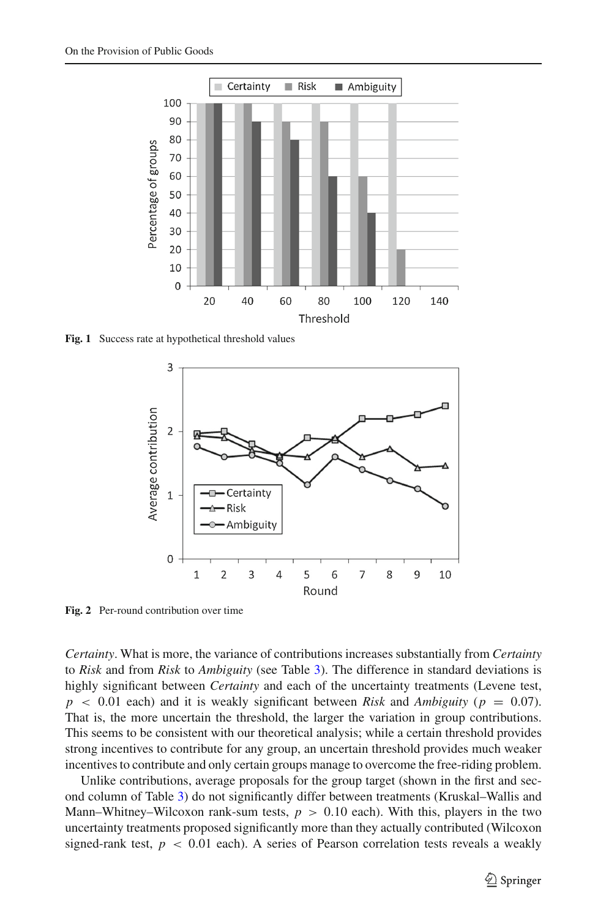Fig. 1 Success rate at hypothetical threshold values

Fig. 2 Per-round contribution over time

*Certainty*. What is more, the variance of contributions increases substantially from *Certainty* to *Risk* and from *Risk* to *Ambiguity* (see Table 3). The difference in standard deviations is highly significant between *Certainty* and each of the uncertainty treatments (Levene test, $p < 0.01$ each) and it is weakly significant between *Risk* and *Ambiguity* ($p = 0.07$). That is, the more uncertain the threshold, the larger the variation in group contributions. This seems to be consistent with our theoretical analysis; while a certain threshold provides strong incentives to contribute for any group, an uncertain threshold provides much weaker incentives to contribute and only certain groups manage to overcome the free-riding problem.

Unlike contributions, average proposals for the group target (shown in the first and second column of Table 3) do not significantly differ between treatments (Kruskal–Wallis and Mann–Whitney–Wilcoxon rank-sum tests, $p > 0.10$ each). With this, players in the two uncertainty treatments proposed significantly more than they actually contributed (Wilcoxon signed-rank test, $p < 0.01$ each). A series of Pearson correlation tests reveals a weakly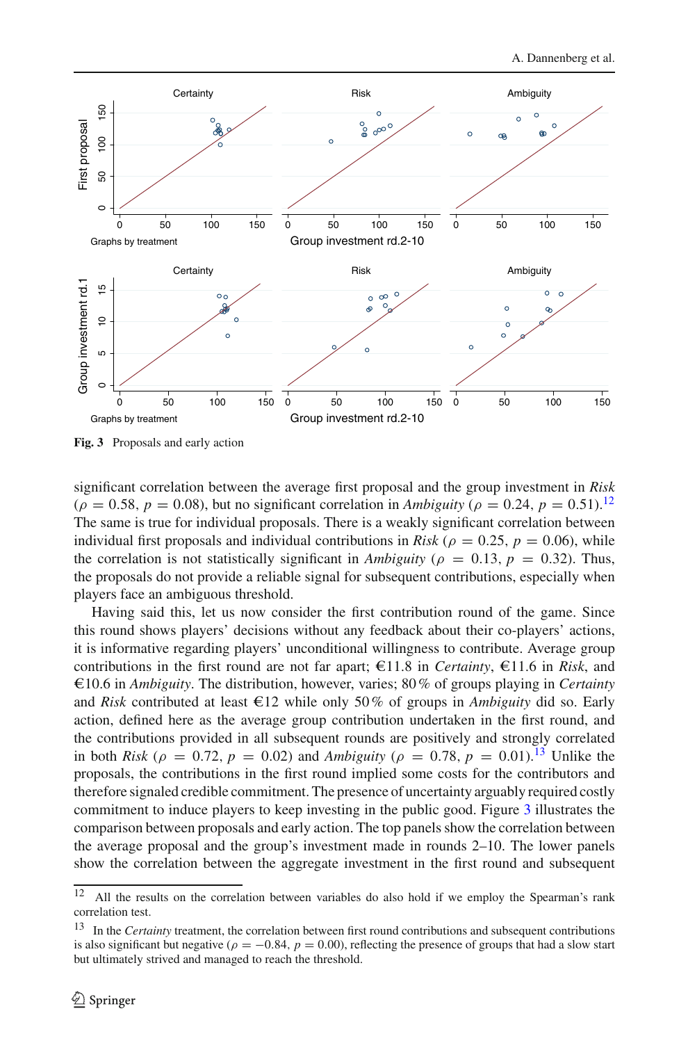Fig. 3 Proposals and early action

significant correlation between the average first proposal and the group investment in *Risk* ($\rho = 0.58$, $p = 0.08$), but no significant correlation in *Ambiguity* ($\rho = 0.24$, $p = 0.51$).[12] The same is true for individual proposals. There is a weakly significant correlation between individual first proposals and individual contributions in *Risk* ($\rho = 0.25$, $p = 0.06$), while the correlation is not statistically significant in *Ambiguity* ($\rho = 0.13$, $p = 0.32$). Thus, the proposals do not provide a reliable signal for subsequent contributions, especially when players face an ambiguous threshold.

Having said this, let us now consider the first contribution round of the game. Since this round shows players' decisions without any feedback about their co-players' actions, it is informative regarding players' unconditional willingness to contribute. Average group contributions in the first round are not far apart; €11.8 in *Certainty*, €11.6 in *Risk*, and €10.6 in *Ambiguity*. The distribution, however, varies; 80 % of groups playing in *Certainty* and *Risk* contributed at least €12 while only 50 % of groups in *Ambiguity* did so. Early action, defined here as the average group contribution undertaken in the first round, and the contributions provided in all subsequent rounds are positively and strongly correlated in both *Risk* ($\rho = 0.72$, $p = 0.02$) and *Ambiguity* ($\rho = 0.78$, $p = 0.01$).[13] Unlike the proposals, the contributions in the first round implied some costs for the contributors and therefore signaled credible commitment. The presence of uncertainty arguably required costly commitment to induce players to keep investing in the public good. Figure 3 illustrates the comparison between proposals and early action. The top panels show the correlation between the average proposal and the group's investment made in rounds 2–10. The lower panels show the correlation between the aggregate investment in the first round and subsequent

[12] All the results on the correlation between variables do also hold if we employ the Spearman's rank correlation test.

[13] In the *Certainty* treatment, the correlation between first round contributions and subsequent contributions is also significant but negative ($\rho = -0.84$, $p = 0.00$), reflecting the presence of groups that had a slow start but ultimately strived and managed to reach the threshold.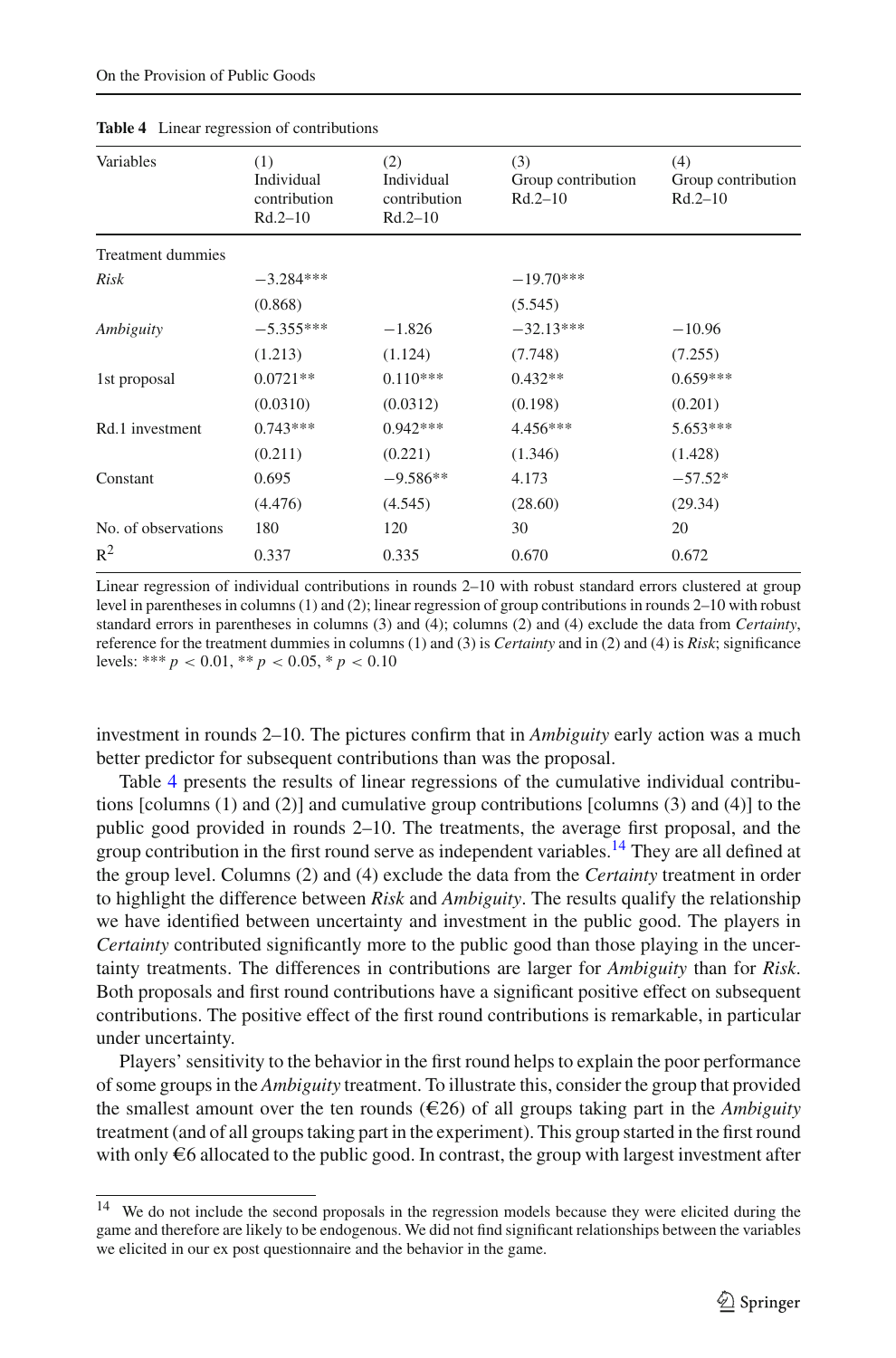**Table 4** Linear regression of contributions

| Variables | (1) Individual contribution Rd.2–10 | (2) Individual contribution Rd.2–10 | (3) Group contribution Rd.2–10 | (4) Group contribution Rd.2–10 |
|---|---|---|---|---|
| Treatment dummies | | | | |
| *Risk* | −3.284*** | | −19.70*** | |
| | (0.868) | | (5.545) | |
| *Ambiguity* | −5.355*** | −1.826 | −32.13*** | −10.96 |
| | (1.213) | (1.124) | (7.748) | (7.255) |
| 1st proposal | 0.0721** | 0.110*** | 0.432** | 0.659*** |
| | (0.0310) | (0.0312) | (0.198) | (0.201) |
| Rd.1 investment | 0.743*** | 0.942*** | 4.456*** | 5.653*** |
| | (0.211) | (0.221) | (1.346) | (1.428) |
| Constant | 0.695 | −9.586** | 4.173 | −57.52* |
| | (4.476) | (4.545) | (28.60) | (29.34) |
| No. of observations | 180 | 120 | 30 | 20 |
| $R^2$ | 0.337 | 0.335 | 0.670 | 0.672 |

Linear regression of individual contributions in rounds 2–10 with robust standard errors clustered at group level in parentheses in columns (1) and (2); linear regression of group contributions in rounds 2–10 with robust standard errors in parentheses in columns (3) and (4); columns (2) and (4) exclude the data from *Certainty*, reference for the treatment dummies in columns (1) and (3) is *Certainty* and in (2) and (4) is *Risk*; significance levels: *** $p < 0.01$, ** $p < 0.05$, * $p < 0.10$

investment in rounds 2–10. The pictures confirm that in *Ambiguity* early action was a much better predictor for subsequent contributions than was the proposal.

Table 4 presents the results of linear regressions of the cumulative individual contributions [columns (1) and (2)] and cumulative group contributions [columns (3) and (4)] to the public good provided in rounds 2–10. The treatments, the average first proposal, and the group contribution in the first round serve as independent variables.[14] They are all defined at the group level. Columns (2) and (4) exclude the data from the *Certainty* treatment in order to highlight the difference between *Risk* and *Ambiguity*. The results qualify the relationship we have identified between uncertainty and investment in the public good. The players in *Certainty* contributed significantly more to the public good than those playing in the uncertainty treatments. The differences in contributions are larger for *Ambiguity* than for *Risk*. Both proposals and first round contributions have a significant positive effect on subsequent contributions. The positive effect of the first round contributions is remarkable, in particular under uncertainty.

Players' sensitivity to the behavior in the first round helps to explain the poor performance of some groups in the *Ambiguity* treatment. To illustrate this, consider the group that provided the smallest amount over the ten rounds (€26) of all groups taking part in the *Ambiguity* treatment (and of all groups taking part in the experiment). This group started in the first round with only €6 allocated to the public good. In contrast, the group with largest investment after

[14] We do not include the second proposals in the regression models because they were elicited during the game and therefore are likely to be endogenous. We did not find significant relationships between the variables we elicited in our ex post questionnaire and the behavior in the game.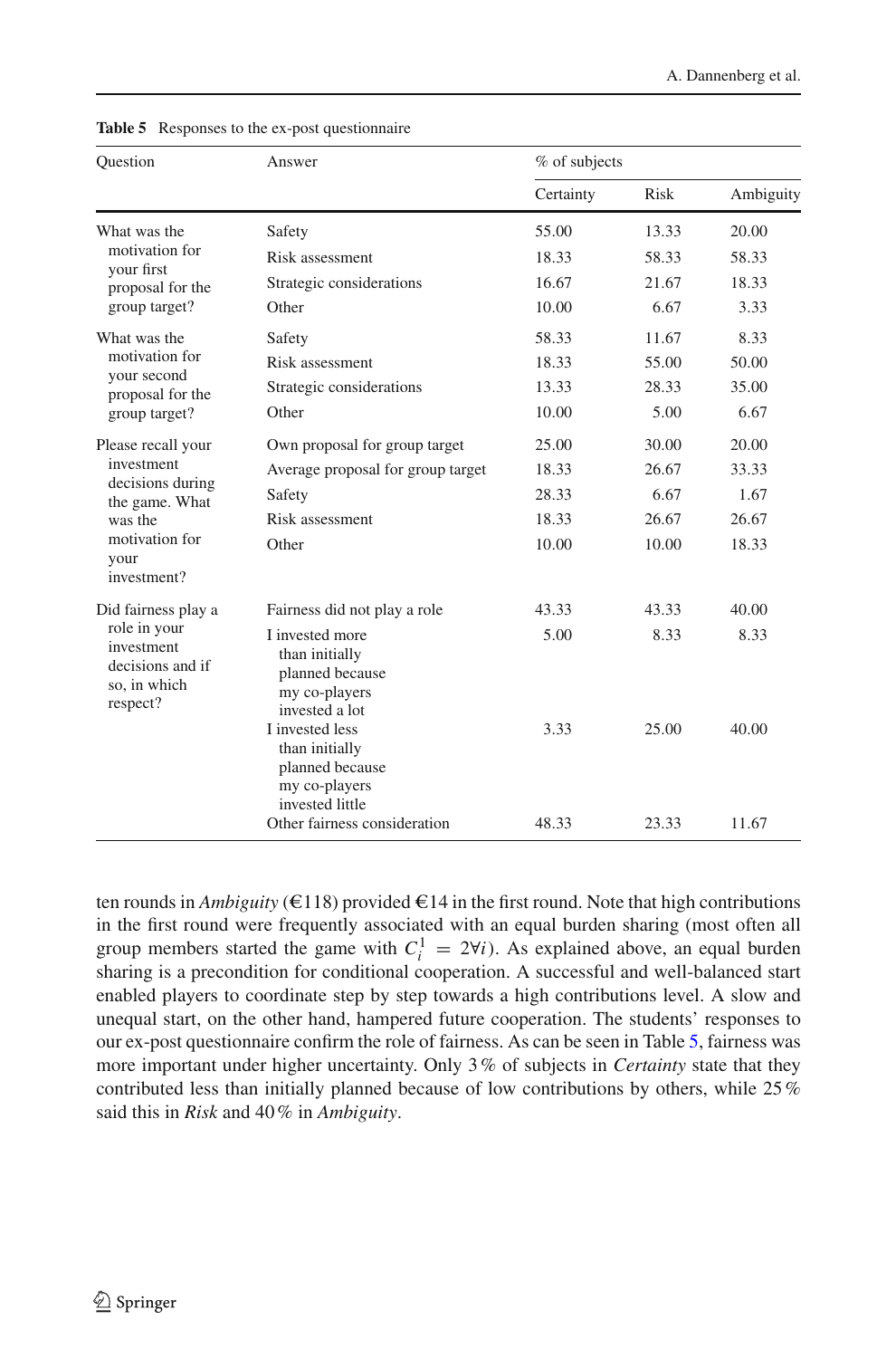**Table 5** Responses to the ex-post questionnaire

| Question | Answer | % of subjects | | |
|---|---|---|---|---|
| | | Certainty | Risk | Ambiguity |
| What was the motivation for your first proposal for the group target? | Safety | 55.00 | 13.33 | 20.00 |
| | Risk assessment | 18.33 | 58.33 | 58.33 |
| | Strategic considerations | 16.67 | 21.67 | 18.33 |
| | Other | 10.00 | 6.67 | 3.33 |
| What was the motivation for your second proposal for the group target? | Safety | 58.33 | 11.67 | 8.33 |
| | Risk assessment | 18.33 | 55.00 | 50.00 |
| | Strategic considerations | 13.33 | 28.33 | 35.00 |
| | Other | 10.00 | 5.00 | 6.67 |
| Please recall your investment decisions during the game. What was the motivation for your investment? | Own proposal for group target | 25.00 | 30.00 | 20.00 |
| | Average proposal for group target | 18.33 | 26.67 | 33.33 |
| | Safety | 28.33 | 6.67 | 1.67 |
| | Risk assessment | 18.33 | 26.67 | 26.67 |
| | Other | 10.00 | 10.00 | 18.33 |
| Did fairness play a role in your investment decisions and if so, in which respect? | Fairness did not play a role | 43.33 | 43.33 | 40.00 |
| | I invested more than initially planned because my co-players invested a lot | 5.00 | 8.33 | 8.33 |
| | I invested less than initially planned because my co-players invested little | 3.33 | 25.00 | 40.00 |
| | Other fairness consideration | 48.33 | 23.33 | 11.67 |

ten rounds in *Ambiguity* (€118) provided €14 in the first round. Note that high contributions in the first round were frequently associated with an equal burden sharing (most often all group members started the game with $C_i^1 = 2\forall i$). As explained above, an equal burden sharing is a precondition for conditional cooperation. A successful and well-balanced start enabled players to coordinate step by step towards a high contributions level. A slow and unequal start, on the other hand, hampered future cooperation. The students' responses to our ex-post questionnaire confirm the role of fairness. As can be seen in Table 5, fairness was more important under higher uncertainty. Only 3 % of subjects in *Certainty* state that they contributed less than initially planned because of low contributions by others, while 25 % said this in *Risk* and 40 % in *Ambiguity*.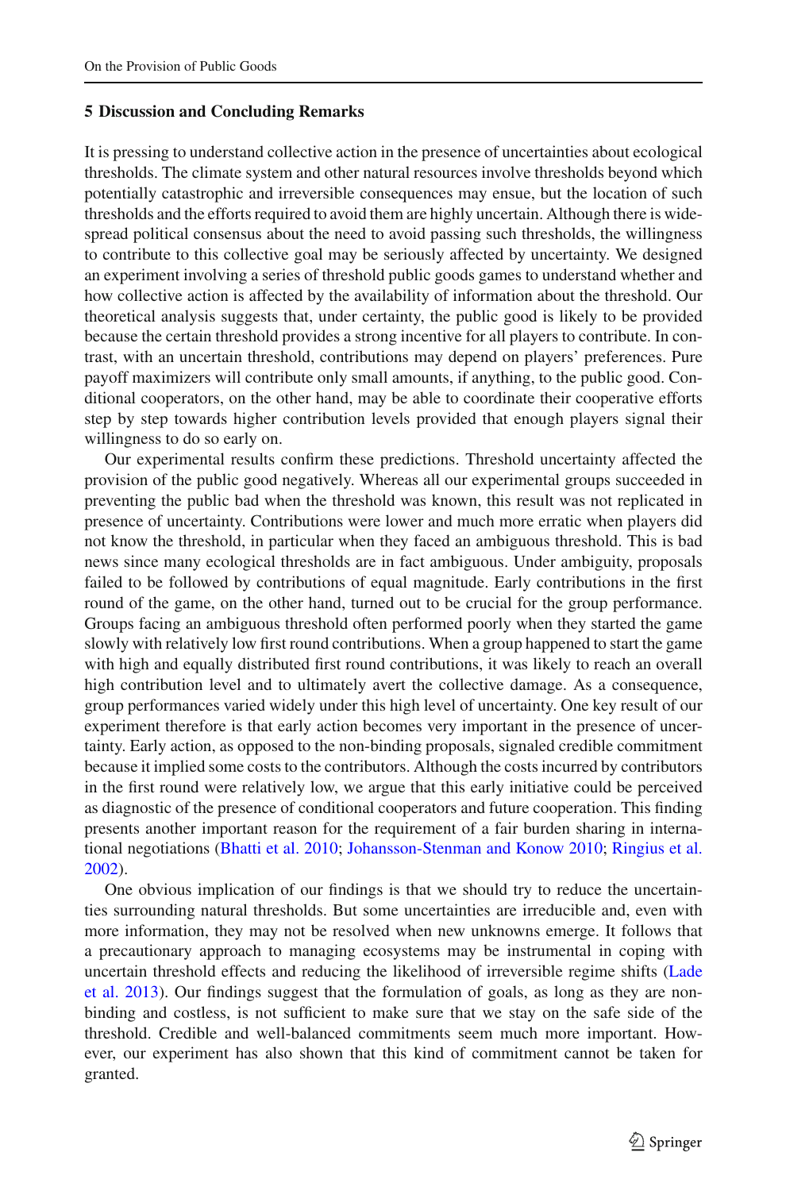## 5 Discussion and Concluding Remarks

It is pressing to understand collective action in the presence of uncertainties about ecological thresholds. The climate system and other natural resources involve thresholds beyond which potentially catastrophic and irreversible consequences may ensue, but the location of such thresholds and the efforts required to avoid them are highly uncertain. Although there is widespread political consensus about the need to avoid passing such thresholds, the willingness to contribute to this collective goal may be seriously affected by uncertainty. We designed an experiment involving a series of threshold public goods games to understand whether and how collective action is affected by the availability of information about the threshold. Our theoretical analysis suggests that, under certainty, the public good is likely to be provided because the certain threshold provides a strong incentive for all players to contribute. In contrast, with an uncertain threshold, contributions may depend on players' preferences. Pure payoff maximizers will contribute only small amounts, if anything, to the public good. Conditional cooperators, on the other hand, may be able to coordinate their cooperative efforts step by step towards higher contribution levels provided that enough players signal their willingness to do so early on.

Our experimental results confirm these predictions. Threshold uncertainty affected the provision of the public good negatively. Whereas all our experimental groups succeeded in preventing the public bad when the threshold was known, this result was not replicated in presence of uncertainty. Contributions were lower and much more erratic when players did not know the threshold, in particular when they faced an ambiguous threshold. This is bad news since many ecological thresholds are in fact ambiguous. Under ambiguity, proposals failed to be followed by contributions of equal magnitude. Early contributions in the first round of the game, on the other hand, turned out to be crucial for the group performance. Groups facing an ambiguous threshold often performed poorly when they started the game slowly with relatively low first round contributions. When a group happened to start the game with high and equally distributed first round contributions, it was likely to reach an overall high contribution level and to ultimately avert the collective damage. As a consequence, group performances varied widely under this high level of uncertainty. One key result of our experiment therefore is that early action becomes very important in the presence of uncertainty. Early action, as opposed to the non-binding proposals, signaled credible commitment because it implied some costs to the contributors. Although the costs incurred by contributors in the first round were relatively low, we argue that this early initiative could be perceived as diagnostic of the presence of conditional cooperators and future cooperation. This finding presents another important reason for the requirement of a fair burden sharing in international negotiations (Bhatti et al. 2010; Johansson-Stenman and Konow 2010; Ringius et al. 2002).

One obvious implication of our findings is that we should try to reduce the uncertainties surrounding natural thresholds. But some uncertainties are irreducible and, even with more information, they may not be resolved when new unknowns emerge. It follows that a precautionary approach to managing ecosystems may be instrumental in coping with uncertain threshold effects and reducing the likelihood of irreversible regime shifts (Lade et al. 2013). Our findings suggest that the formulation of goals, as long as they are non-binding and costless, is not sufficient to make sure that we stay on the safe side of the threshold. Credible and well-balanced commitments seem much more important. However, our experiment has also shown that this kind of commitment cannot be taken for granted.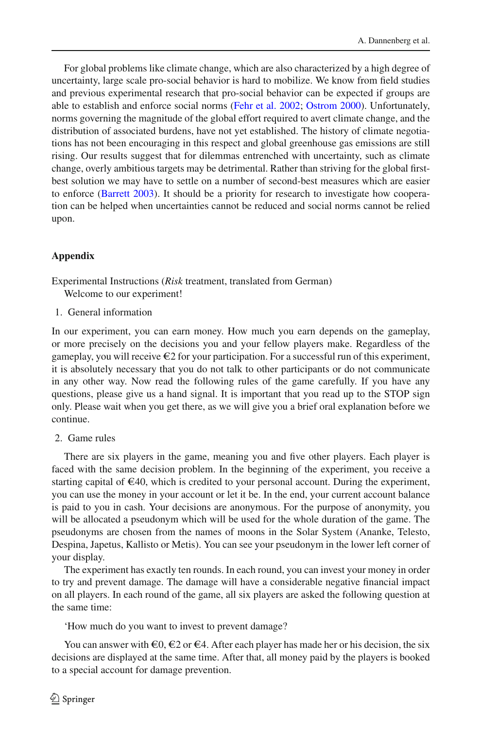For global problems like climate change, which are also characterized by a high degree of uncertainty, large scale pro-social behavior is hard to mobilize. We know from field studies and previous experimental research that pro-social behavior can be expected if groups are able to establish and enforce social norms (Fehr et al. 2002; Ostrom 2000). Unfortunately, norms governing the magnitude of the global effort required to avert climate change, and the distribution of associated burdens, have not yet established. The history of climate negotiations has not been encouraging in this respect and global greenhouse gas emissions are still rising. Our results suggest that for dilemmas entrenched with uncertainty, such as climate change, overly ambitious targets may be detrimental. Rather than striving for the global first-best solution we may have to settle on a number of second-best measures which are easier to enforce (Barrett 2003). It should be a priority for research to investigate how cooperation can be helped when uncertainties cannot be reduced and social norms cannot be relied upon.

## Appendix

Experimental Instructions (*Risk* treatment, translated from German)

Welcome to our experiment!

1. General information

In our experiment, you can earn money. How much you earn depends on the gameplay, or more precisely on the decisions you and your fellow players make. Regardless of the gameplay, you will receive €2 for your participation. For a successful run of this experiment, it is absolutely necessary that you do not talk to other participants or do not communicate in any other way. Now read the following rules of the game carefully. If you have any questions, please give us a hand signal. It is important that you read up to the STOP sign only. Please wait when you get there, as we will give you a brief oral explanation before we continue.

2. Game rules

There are six players in the game, meaning you and five other players. Each player is faced with the same decision problem. In the beginning of the experiment, you receive a starting capital of €40, which is credited to your personal account. During the experiment, you can use the money in your account or let it be. In the end, your current account balance is paid to you in cash. Your decisions are anonymous. For the purpose of anonymity, you will be allocated a pseudonym which will be used for the whole duration of the game. The pseudonyms are chosen from the names of moons in the Solar System (Ananke, Telesto, Despina, Japetus, Kallisto or Metis). You can see your pseudonym in the lower left corner of your display.

The experiment has exactly ten rounds. In each round, you can invest your money in order to try and prevent damage. The damage will have a considerable negative financial impact on all players. In each round of the game, all six players are asked the following question at the same time:

'How much do you want to invest to prevent damage?

You can answer with €0, €2 or €4. After each player has made her or his decision, the six decisions are displayed at the same time. After that, all money paid by the players is booked to a special account for damage prevention.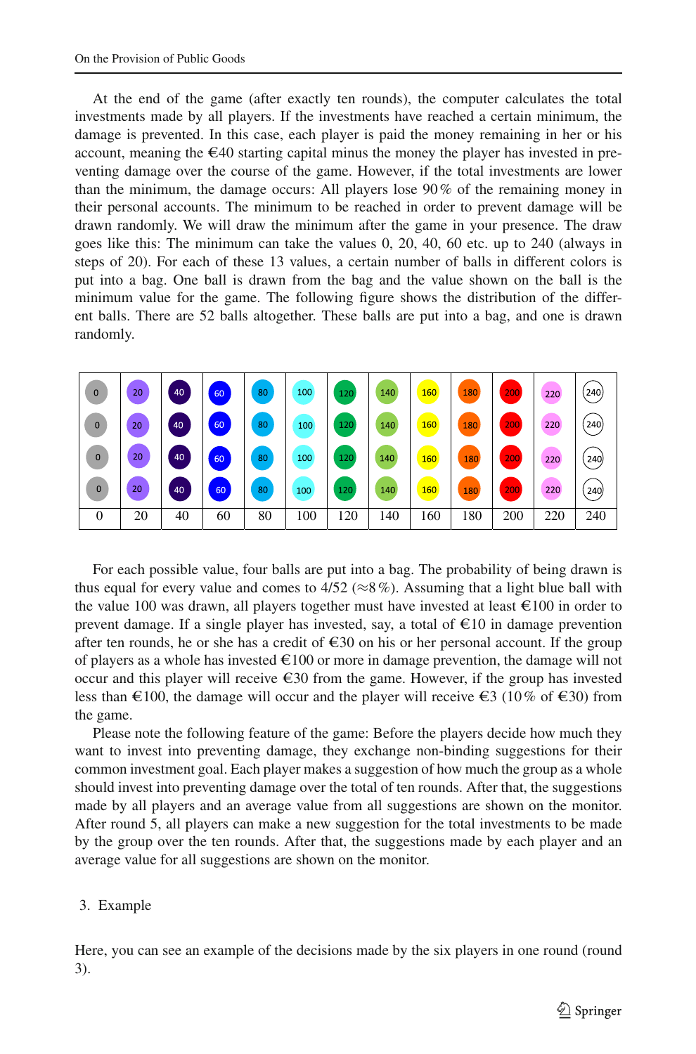At the end of the game (after exactly ten rounds), the computer calculates the total investments made by all players. If the investments have reached a certain minimum, the damage is prevented. In this case, each player is paid the money remaining in her or his account, meaning the €40 starting capital minus the money the player has invested in preventing damage over the course of the game. However, if the total investments are lower than the minimum, the damage occurs: All players lose 90 % of the remaining money in their personal accounts. The minimum to be reached in order to prevent damage will be drawn randomly. We will draw the minimum after the game in your presence. The draw goes like this: The minimum can take the values 0, 20, 40, 60 etc. up to 240 (always in steps of 20). For each of these 13 values, a certain number of balls in different colors is put into a bag. One ball is drawn from the bag and the value shown on the ball is the minimum value for the game. The following figure shows the distribution of the different balls. There are 52 balls altogether. These balls are put into a bag, and one is drawn randomly.

| 0 | 20 | 40 | 60 | 80 | 100 | 120 | 140 | 160 | 180 | 200 | 220 | 240 |
|---|---|---|---|---|---|---|---|---|---|---|---|---|
| 0 | 20 | 40 | 60 | 80 | 100 | 120 | 140 | 160 | 180 | 200 | 220 | 240 |
| 0 | 20 | 40 | 60 | 80 | 100 | 120 | 140 | 160 | 180 | 200 | 220 | 240 |
| 0 | 20 | 40 | 60 | 80 | 100 | 120 | 140 | 160 | 180 | 200 | 220 | 240 |
| 0 | 20 | 40 | 60 | 80 | 100 | 120 | 140 | 160 | 180 | 200 | 220 | 240 |

For each possible value, four balls are put into a bag. The probability of being drawn is thus equal for every value and comes to 4/52 (≈8 %). Assuming that a light blue ball with the value 100 was drawn, all players together must have invested at least €100 in order to prevent damage. If a single player has invested, say, a total of €10 in damage prevention after ten rounds, he or she has a credit of €30 on his or her personal account. If the group of players as a whole has invested €100 or more in damage prevention, the damage will not occur and this player will receive €30 from the game. However, if the group has invested less than €100, the damage will occur and the player will receive €3 (10 % of €30) from the game.

Please note the following feature of the game: Before the players decide how much they want to invest into preventing damage, they exchange non-binding suggestions for their common investment goal. Each player makes a suggestion of how much the group as a whole should invest into preventing damage over the total of ten rounds. After that, the suggestions made by all players and an average value from all suggestions are shown on the monitor. After round 5, all players can make a new suggestion for the total investments to be made by the group over the ten rounds. After that, the suggestions made by each player and an average value for all suggestions are shown on the monitor.

3. Example

Here, you can see an example of the decisions made by the six players in one round (round 3).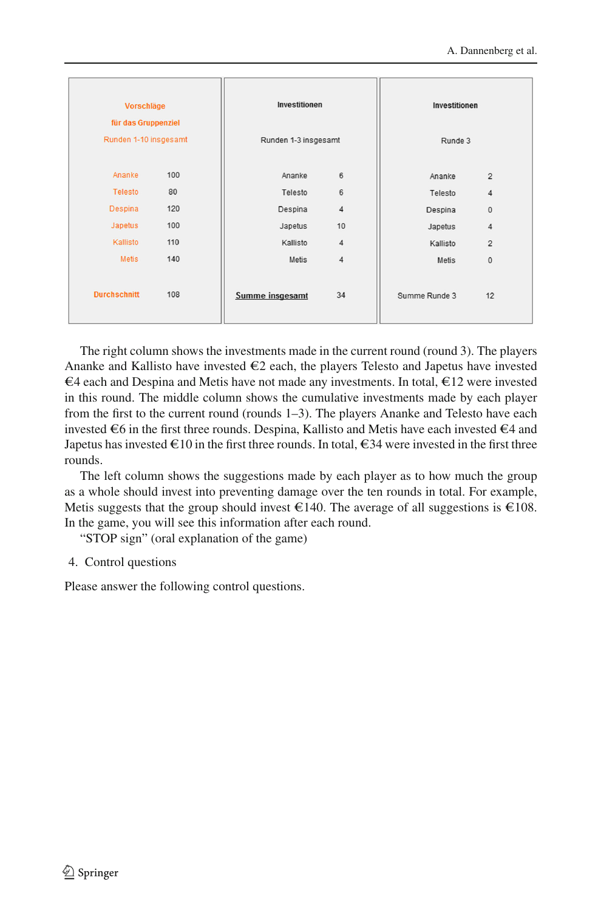| Vorschläge für das Gruppenziel Runden 1-10 insgesamt | | Investitionen Runden 1-3 insgesamt | | Investitionen Runde 3 | |
|---|---|---|---|---|---|
| Ananke | 100 | Ananke | 6 | Ananke | 2 |
| Telesto | 80 | Telesto | 6 | Telesto | 4 |
| Despina | 120 | Despina | 4 | Despina | 0 |
| Japetus | 100 | Japetus | 10 | Japetus | 4 |
| Kallisto | 110 | Kallisto | 4 | Kallisto | 2 |
| Metis | 140 | Metis | 4 | Metis | 0 |
| **Durchschnitt** | 108 | **Summe insgesamt** | 34 | Summe Runde 3 | 12 |

The right column shows the investments made in the current round (round 3). The players Ananke and Kallisto have invested €2 each, the players Telesto and Japetus have invested €4 each and Despina and Metis have not made any investments. In total, €12 were invested in this round. The middle column shows the cumulative investments made by each player from the first to the current round (rounds 1–3). The players Ananke and Telesto have each invested €6 in the first three rounds. Despina, Kallisto and Metis have each invested €4 and Japetus has invested €10 in the first three rounds. In total, €34 were invested in the first three rounds.

The left column shows the suggestions made by each player as to how much the group as a whole should invest into preventing damage over the ten rounds in total. For example, Metis suggests that the group should invest €140. The average of all suggestions is €108. In the game, you will see this information after each round.

"STOP sign" (oral explanation of the game)

4. Control questions

Please answer the following control questions.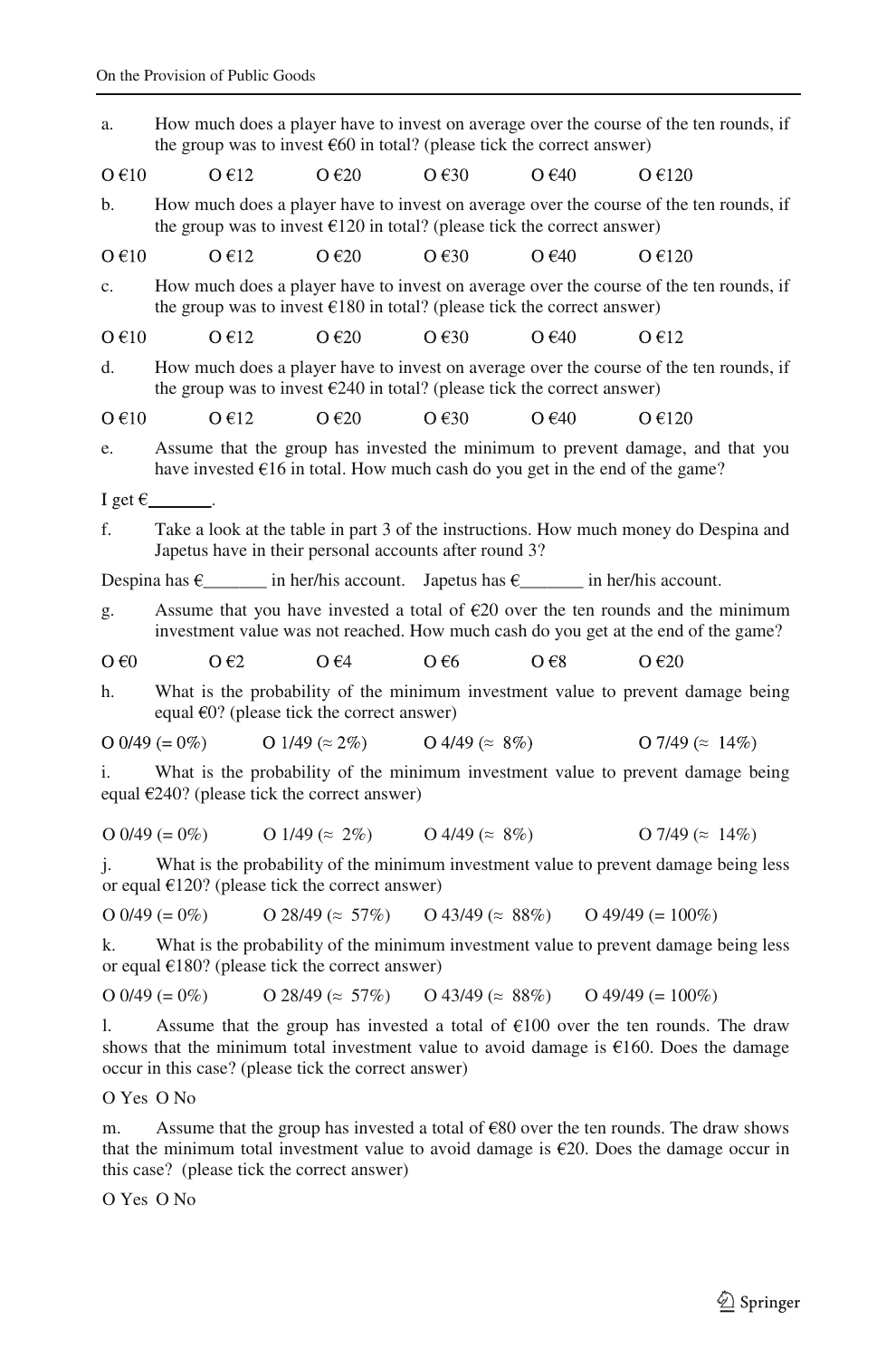a. How much does a player have to invest on average over the course of the ten rounds, if the group was to invest €60 in total? (please tick the correct answer)

O €10 O €12 O €20 O €30 O €40 O €120

b. How much does a player have to invest on average over the course of the ten rounds, if the group was to invest €120 in total? (please tick the correct answer)

O €10 O €12 O €20 O €30 O €40 O €120

c. How much does a player have to invest on average over the course of the ten rounds, if the group was to invest €180 in total? (please tick the correct answer)

O €10 O €12 O €20 O €30 O €40 O €12

d. How much does a player have to invest on average over the course of the ten rounds, if the group was to invest €240 in total? (please tick the correct answer)

O €10 O €12 O €20 O €30 O €40 O €120

e. Assume that the group has invested the minimum to prevent damage, and that you have invested €16 in total. How much cash do you get in the end of the game?

I get €_______.

f. Take a look at the table in part 3 of the instructions. How much money do Despina and Japetus have in their personal accounts after round 3?

Despina has €_______ in her/his account. Japetus has €_______ in her/his account.

g. Assume that you have invested a total of €20 over the ten rounds and the minimum investment value was not reached. How much cash do you get at the end of the game?

O €0 O €2 O €4 O €6 O €8 O €20

h. What is the probability of the minimum investment value to prevent damage being equal €0? (please tick the correct answer)

O 0/49 (= 0%) O 1/49 (≈ 2%) O 4/49 (≈ 8%) O 7/49 (≈ 14%)

i. What is the probability of the minimum investment value to prevent damage being equal €240? (please tick the correct answer)

O 0/49 (= 0%) O 1/49 (≈ 2%) O 4/49 (≈ 8%) O 7/49 (≈ 14%)

j. What is the probability of the minimum investment value to prevent damage being less or equal €120? (please tick the correct answer)

O 0/49 (= 0%) O 28/49 (≈ 57%) O 43/49 (≈ 88%) O 49/49 (= 100%)

k. What is the probability of the minimum investment value to prevent damage being less or equal €180? (please tick the correct answer)

O 0/49 (= 0%) O 28/49 (≈ 57%) O 43/49 (≈ 88%) O 49/49 (= 100%)

l. Assume that the group has invested a total of €100 over the ten rounds. The draw shows that the minimum total investment value to avoid damage is €160. Does the damage occur in this case? (please tick the correct answer)

O Yes O No

m. Assume that the group has invested a total of €80 over the ten rounds. The draw shows that the minimum total investment value to avoid damage is €20. Does the damage occur in this case? (please tick the correct answer)

O Yes O No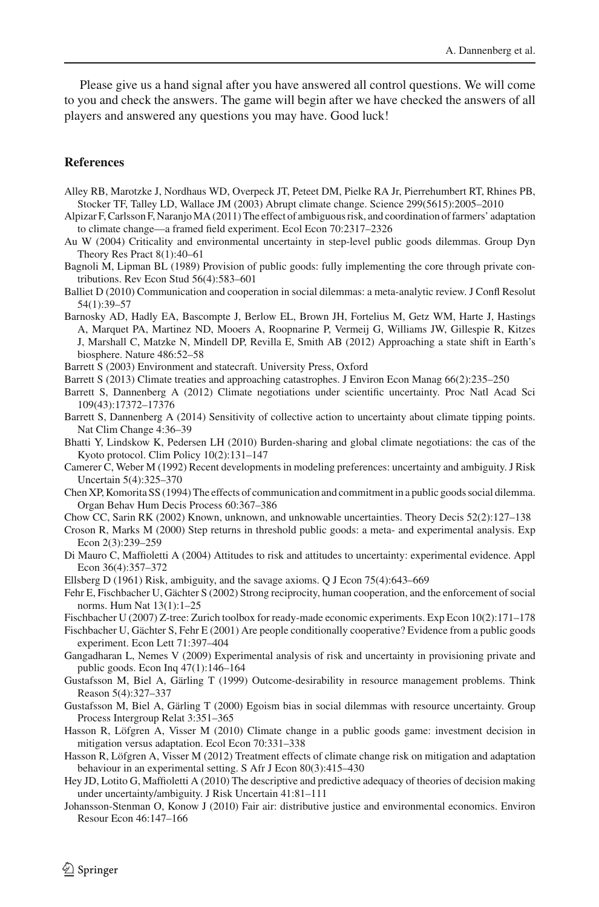Please give us a hand signal after you have answered all control questions. We will come to you and check the answers. The game will begin after we have checked the answers of all players and answered any questions you may have. Good luck!

## References

Alley RB, Marotzke J, Nordhaus WD, Overpeck JT, Peteet DM, Pielke RA Jr, Pierrehumbert RT, Rhines PB, Stocker TF, Talley LD, Wallace JM (2003) Abrupt climate change. Science 299(5615):2005–2010

Alpizar F, Carlsson F, Naranjo MA (2011) The effect of ambiguous risk, and coordination of farmers' adaptation to climate change—a framed field experiment. Ecol Econ 70:2317–2326

Au W (2004) Criticality and environmental uncertainty in step-level public goods dilemmas. Group Dyn Theory Res Pract 8(1):40–61

Bagnoli M, Lipman BL (1989) Provision of public goods: fully implementing the core through private contributions. Rev Econ Stud 56(4):583–601

Balliet D (2010) Communication and cooperation in social dilemmas: a meta-analytic review. J Confl Resolut 54(1):39–57

Barnosky AD, Hadly EA, Bascompte J, Berlow EL, Brown JH, Fortelius M, Getz WM, Harte J, Hastings A, Marquet PA, Martinez ND, Mooers A, Roopnarine P, Vermeij G, Williams JW, Gillespie R, Kitzes J, Marshall C, Matzke N, Mindell DP, Revilla E, Smith AB (2012) Approaching a state shift in Earth's biosphere. Nature 486:52–58

Barrett S (2003) Environment and statecraft. University Press, Oxford

Barrett S (2013) Climate treaties and approaching catastrophes. J Environ Econ Manag 66(2):235–250

Barrett S, Dannenberg A (2012) Climate negotiations under scientific uncertainty. Proc Natl Acad Sci 109(43):17372–17376

Barrett S, Dannenberg A (2014) Sensitivity of collective action to uncertainty about climate tipping points. Nat Clim Change 4:36–39

Bhatti Y, Lindskow K, Pedersen LH (2010) Burden-sharing and global climate negotiations: the cas of the Kyoto protocol. Clim Policy 10(2):131–147

Camerer C, Weber M (1992) Recent developments in modeling preferences: uncertainty and ambiguity. J Risk Uncertain 5(4):325–370

Chen XP, Komorita SS (1994) The effects of communication and commitment in a public goods social dilemma. Organ Behav Hum Decis Process 60:367–386

Chow CC, Sarin RK (2002) Known, unknown, and unknowable uncertainties. Theory Decis 52(2):127–138

Croson R, Marks M (2000) Step returns in threshold public goods: a meta- and experimental analysis. Exp Econ 2(3):239–259

Di Mauro C, Maffioletti A (2004) Attitudes to risk and attitudes to uncertainty: experimental evidence. Appl Econ 36(4):357–372

Ellsberg D (1961) Risk, ambiguity, and the savage axioms. Q J Econ 75(4):643–669

Fehr E, Fischbacher U, Gächter S (2002) Strong reciprocity, human cooperation, and the enforcement of social norms. Hum Nat 13(1):1–25

Fischbacher U (2007) Z-tree: Zurich toolbox for ready-made economic experiments. Exp Econ 10(2):171–178

Fischbacher U, Gächter S, Fehr E (2001) Are people conditionally cooperative? Evidence from a public goods experiment. Econ Lett 71:397–404

Gangadharan L, Nemes V (2009) Experimental analysis of risk and uncertainty in provisioning private and public goods. Econ Inq 47(1):146–164

Gustafsson M, Biel A, Gärling T (1999) Outcome-desirability in resource management problems. Think Reason 5(4):327–337

Gustafsson M, Biel A, Gärling T (2000) Egoism bias in social dilemmas with resource uncertainty. Group Process Intergroup Relat 3:351–365

Hasson R, Löfgren A, Visser M (2010) Climate change in a public goods game: investment decision in mitigation versus adaptation. Ecol Econ 70:331–338

Hasson R, Löfgren A, Visser M (2012) Treatment effects of climate change risk on mitigation and adaptation behaviour in an experimental setting. S Afr J Econ 80(3):415–430

Hey JD, Lotito G, Maffioletti A (2010) The descriptive and predictive adequacy of theories of decision making under uncertainty/ambiguity. J Risk Uncertain 41:81–111

Johansson-Stenman O, Konow J (2010) Fair air: distributive justice and environmental economics. Environ Resour Econ 46:147–166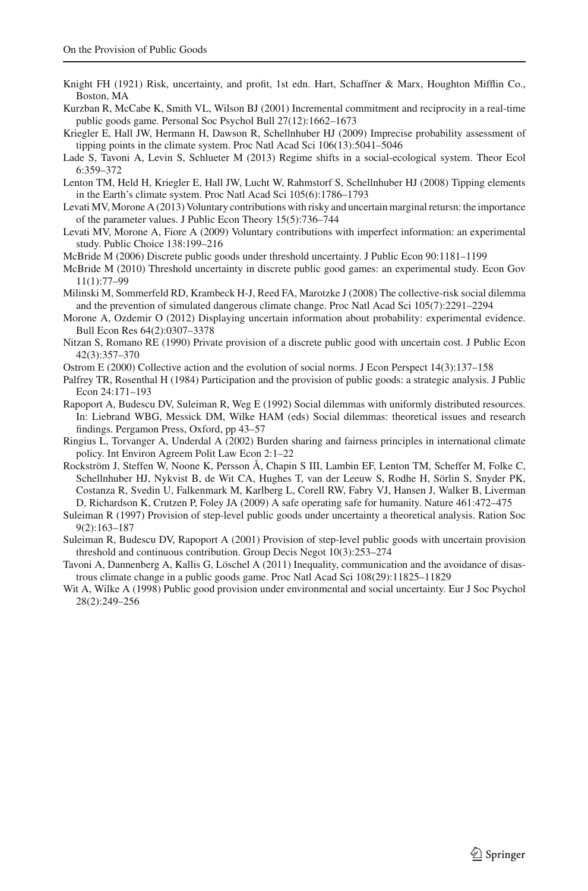Knight FH (1921) Risk, uncertainty, and profit, 1st edn. Hart, Schaffner & Marx, Houghton Mifflin Co., Boston, MA

Kurzban R, McCabe K, Smith VL, Wilson BJ (2001) Incremental commitment and reciprocity in a real-time public goods game. Personal Soc Psychol Bull 27(12):1662–1673

Kriegler E, Hall JW, Hermann H, Dawson R, Schellnhuber HJ (2009) Imprecise probability assessment of tipping points in the climate system. Proc Natl Acad Sci 106(13):5041–5046

Lade S, Tavoni A, Levin S, Schlueter M (2013) Regime shifts in a social-ecological system. Theor Ecol 6:359–372

Lenton TM, Held H, Kriegler E, Hall JW, Lucht W, Rahmstorf S, Schellnhuber HJ (2008) Tipping elements in the Earth's climate system. Proc Natl Acad Sci 105(6):1786–1793

Levati MV, Morone A (2013) Voluntary contributions with risky and uncertain marginal retursn: the importance of the parameter values. J Public Econ Theory 15(5):736–744

Levati MV, Morone A, Fiore A (2009) Voluntary contributions with imperfect information: an experimental study. Public Choice 138:199–216

McBride M (2006) Discrete public goods under threshold uncertainty. J Public Econ 90:1181–1199

McBride M (2010) Threshold uncertainty in discrete public good games: an experimental study. Econ Gov 11(1):77–99

Milinski M, Sommerfeld RD, Krambeck H-J, Reed FA, Marotzke J (2008) The collective-risk social dilemma and the prevention of simulated dangerous climate change. Proc Natl Acad Sci 105(7):2291–2294

Morone A, Ozdemir O (2012) Displaying uncertain information about probability: experimental evidence. Bull Econ Res 64(2):0307–3378

Nitzan S, Romano RE (1990) Private provision of a discrete public good with uncertain cost. J Public Econ 42(3):357–370

Ostrom E (2000) Collective action and the evolution of social norms. J Econ Perspect 14(3):137–158

Palfrey TR, Rosenthal H (1984) Participation and the provision of public goods: a strategic analysis. J Public Econ 24:171–193

Rapoport A, Budescu DV, Suleiman R, Weg E (1992) Social dilemmas with uniformly distributed resources. In: Liebrand WBG, Messick DM, Wilke HAM (eds) Social dilemmas: theoretical issues and research findings. Pergamon Press, Oxford, pp 43–57

Ringius L, Torvanger A, Underdal A (2002) Burden sharing and fairness principles in international climate policy. Int Environ Agreem Polit Law Econ 2:1–22

Rockström J, Steffen W, Noone K, Persson Å, Chapin S III, Lambin EF, Lenton TM, Scheffer M, Folke C, Schellnhuber HJ, Nykvist B, de Wit CA, Hughes T, van der Leeuw S, Rodhe H, Sörlin S, Snyder PK, Costanza R, Svedin U, Falkenmark M, Karlberg L, Corell RW, Fabry VJ, Hansen J, Walker B, Liverman D, Richardson K, Crutzen P, Foley JA (2009) A safe operating safe for humanity. Nature 461:472–475

Suleiman R (1997) Provision of step-level public goods under uncertainty a theoretical analysis. Ration Soc 9(2):163–187

Suleiman R, Budescu DV, Rapoport A (2001) Provision of step-level public goods with uncertain provision threshold and continuous contribution. Group Decis Negot 10(3):253–274

Tavoni A, Dannenberg A, Kallis G, Löschel A (2011) Inequality, communication and the avoidance of disastrous climate change in a public goods game. Proc Natl Acad Sci 108(29):11825–11829

Wit A, Wilke A (1998) Public good provision under environmental and social uncertainty. Eur J Soc Psychol 28(2):249–256